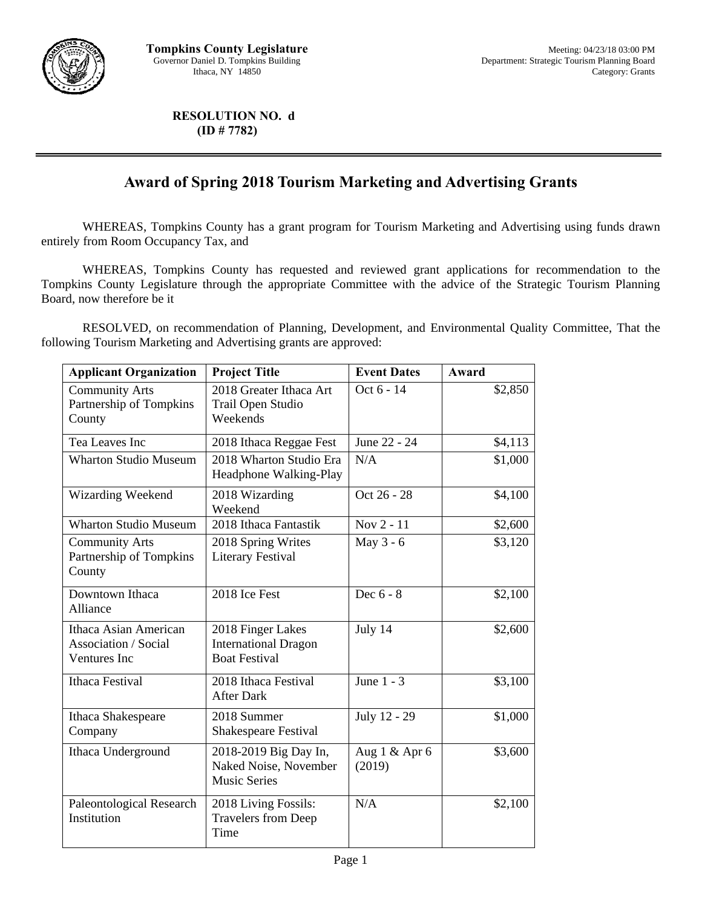**Tompkins County Legislature**
Governor Daniel D. Tompkins Building
Ithaca, NY 14850

Meeting: 04/23/18 03:00 PM
Department: Strategic Tourism Planning Board
Category: Grants

**RESOLUTION NO. d**
**(ID # 7782)**

# Award of Spring 2018 Tourism Marketing and Advertising Grants

WHEREAS, Tompkins County has a grant program for Tourism Marketing and Advertising using funds drawn entirely from Room Occupancy Tax, and

WHEREAS, Tompkins County has requested and reviewed grant applications for recommendation to the Tompkins County Legislature through the appropriate Committee with the advice of the Strategic Tourism Planning Board, now therefore be it

RESOLVED, on recommendation of Planning, Development, and Environmental Quality Committee, That the following Tourism Marketing and Advertising grants are approved:

| Applicant Organization | Project Title | Event Dates | Award |
|---|---|---|---|
| Community Arts Partnership of Tompkins County | 2018 Greater Ithaca Art Trail Open Studio Weekends | Oct 6 - 14 | $2,850 |
| Tea Leaves Inc | 2018 Ithaca Reggae Fest | June 22 - 24 | $4,113 |
| Wharton Studio Museum | 2018 Wharton Studio Era Headphone Walking-Play | N/A | $1,000 |
| Wizarding Weekend | 2018 Wizarding Weekend | Oct 26 - 28 | $4,100 |
| Wharton Studio Museum | 2018 Ithaca Fantastik | Nov 2 - 11 | $2,600 |
| Community Arts Partnership of Tompkins County | 2018 Spring Writes Literary Festival | May 3 - 6 | $3,120 |
| Downtown Ithaca Alliance | 2018 Ice Fest | Dec 6 - 8 | $2,100 |
| Ithaca Asian American Association / Social Ventures Inc | 2018 Finger Lakes International Dragon Boat Festival | July 14 | $2,600 |
| Ithaca Festival | 2018 Ithaca Festival After Dark | June 1 - 3 | $3,100 |
| Ithaca Shakespeare Company | 2018 Summer Shakespeare Festival | July 12 - 29 | $1,000 |
| Ithaca Underground | 2018-2019 Big Day In, Naked Noise, November Music Series | Aug 1 & Apr 6 (2019) | $3,600 |
| Paleontological Research Institution | 2018 Living Fossils: Travelers from Deep Time | N/A | $2,100 |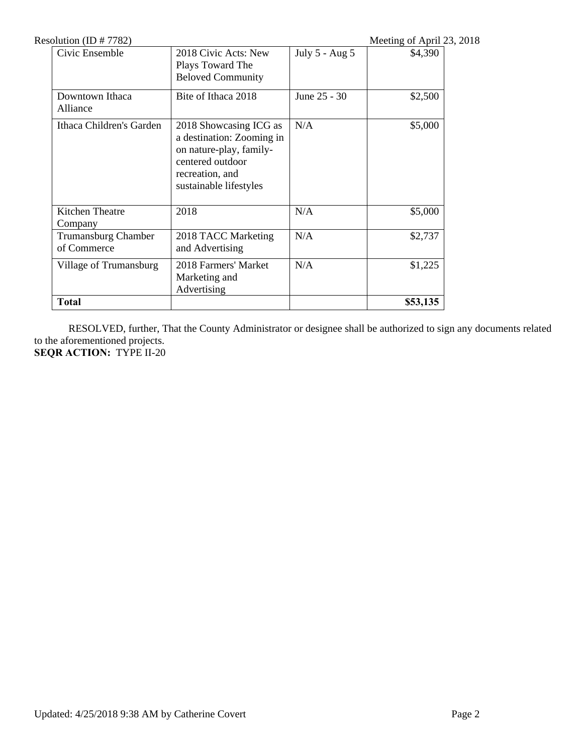| | | | |
|---|---|---|---|
| Civic Ensemble | 2018 Civic Acts: New Plays Toward The Beloved Community | July 5 - Aug 5 | $4,390 |
| Downtown Ithaca Alliance | Bite of Ithaca 2018 | June 25 - 30 | $2,500 |
| Ithaca Children's Garden | 2018 Showcasing ICG as a destination: Zooming in on nature-play, family-centered outdoor recreation, and sustainable lifestyles | N/A | $5,000 |
| Kitchen Theatre Company | 2018 | N/A | $5,000 |
| Trumansburg Chamber of Commerce | 2018 TACC Marketing and Advertising | N/A | $2,737 |
| Village of Trumansburg | 2018 Farmers' Market Marketing and Advertising | N/A | $1,225 |
| **Total** | | | **$53,135** |

RESOLVED, further, That the County Administrator or designee shall be authorized to sign any documents related to the aforementioned projects.

**SEQR ACTION:** TYPE II-20